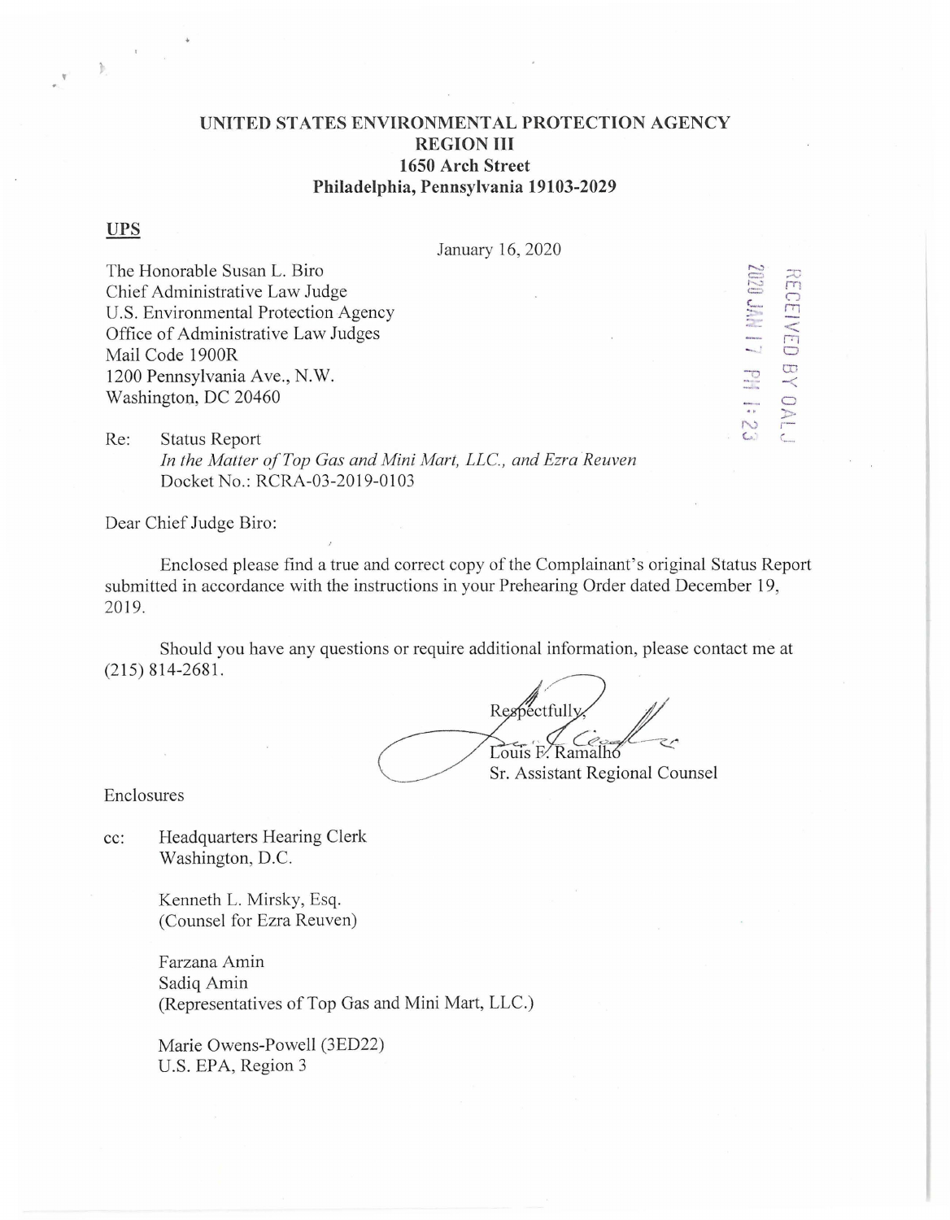**UNITED STATES ENVIRONMENTAL PROTECTION AGENCY**
**REGION III**
**1650 Arch Street**
**Philadelphia, Pennsylvania 19103-2029**

**UPS**

January 16, 2020

The Honorable Susan L. Biro
Chief Administrative Law Judge
U.S. Environmental Protection Agency
Office of Administrative Law Judges
Mail Code 1900R
1200 Pennsylvania Ave., N.W.
Washington, DC 20460

RECEIVED BY OALJ
2020 JAN 17 PM 1:23

Re: Status Report
*In the Matter of Top Gas and Mini Mart, LLC., and Ezra Reuven*
Docket No.: RCRA-03-2019-0103

Dear Chief Judge Biro:

Enclosed please find a true and correct copy of the Complainant's original Status Report submitted in accordance with the instructions in your Prehearing Order dated December 19, 2019.

Should you have any questions or require additional information, please contact me at (215) 814-2681.

Respectfully,

Louis F. Ramalho
Sr. Assistant Regional Counsel

Enclosures

cc: Headquarters Hearing Clerk
Washington, D.C.

Kenneth L. Mirsky, Esq.
(Counsel for Ezra Reuven)

Farzana Amin
Sadiq Amin
(Representatives of Top Gas and Mini Mart, LLC.)

Marie Owens-Powell (3ED22)
U.S. EPA, Region 3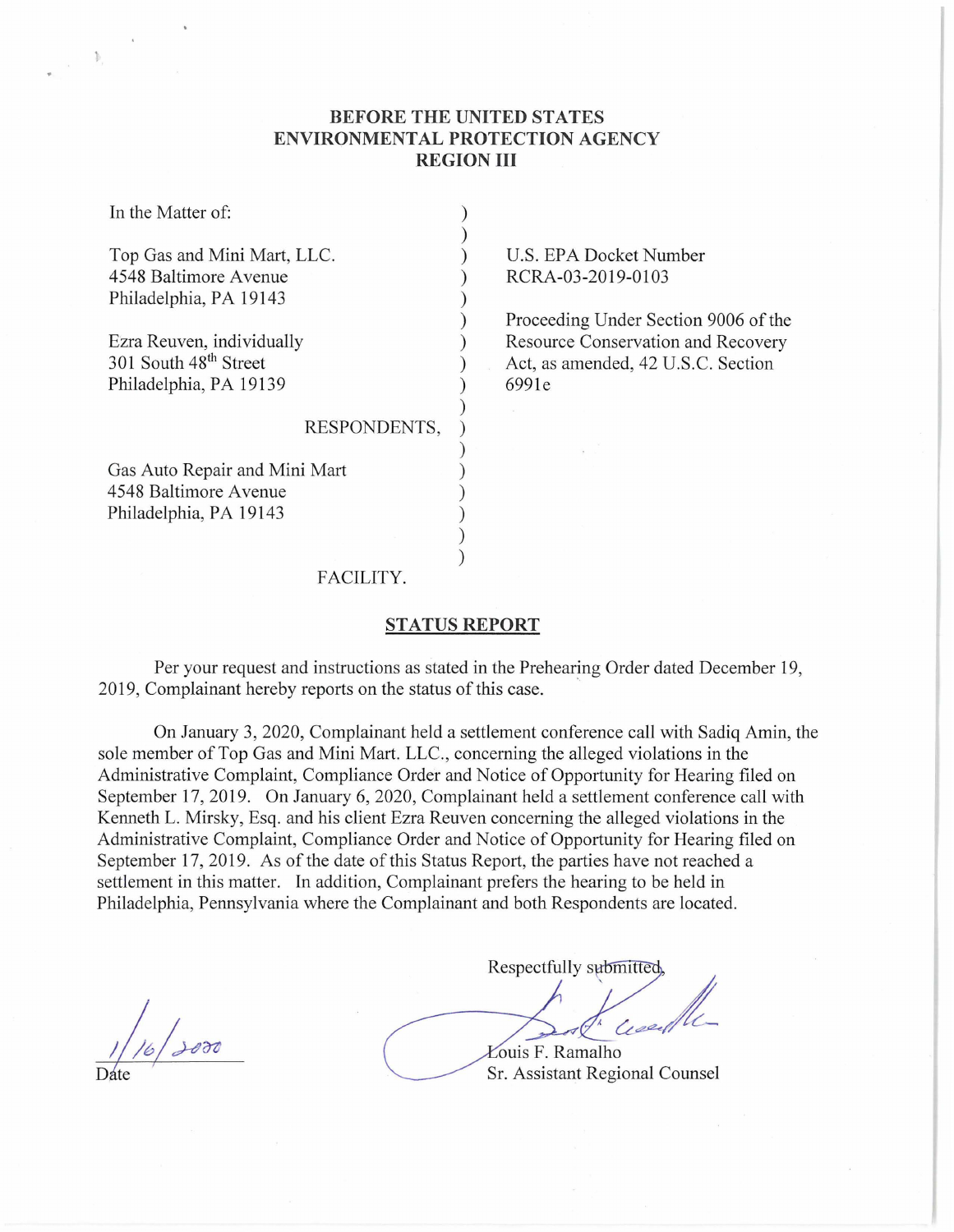**BEFORE THE UNITED STATES ENVIRONMENTAL PROTECTION AGENCY REGION III**

| | | |
|---|---|---|
| In the Matter of: | ) | |
| | ) | |
| Top Gas and Mini Mart, LLC. | ) | U.S. EPA Docket Number |
| 4548 Baltimore Avenue | ) | RCRA-03-2019-0103 |
| Philadelphia, PA 19143 | ) | |
| | ) | Proceeding Under Section 9006 of the |
| Ezra Reuven, individually | ) | Resource Conservation and Recovery |
| 301 South 48th Street | ) | Act, as amended, 42 U.S.C. Section |
| Philadelphia, PA 19139 | ) | 6991e |
| | ) | |
| RESPONDENTS, | ) | |
| | ) | |
| Gas Auto Repair and Mini Mart | ) | |
| 4548 Baltimore Avenue | ) | |
| Philadelphia, PA 19143 | ) | |
| | ) | |
| | ) | |
| FACILITY. | | |

## STATUS REPORT

Per your request and instructions as stated in the Prehearing Order dated December 19, 2019, Complainant hereby reports on the status of this case.

On January 3, 2020, Complainant held a settlement conference call with Sadiq Amin, the sole member of Top Gas and Mini Mart. LLC., concerning the alleged violations in the Administrative Complaint, Compliance Order and Notice of Opportunity for Hearing filed on September 17, 2019. On January 6, 2020, Complainant held a settlement conference call with Kenneth L. Mirsky, Esq. and his client Ezra Reuven concerning the alleged violations in the Administrative Complaint, Compliance Order and Notice of Opportunity for Hearing filed on September 17, 2019. As of the date of this Status Report, the parties have not reached a settlement in this matter. In addition, Complainant prefers the hearing to be held in Philadelphia, Pennsylvania where the Complainant and both Respondents are located.

1/16/2020
Date

Respectfully submitted,

Louis F. Ramalho
Sr. Assistant Regional Counsel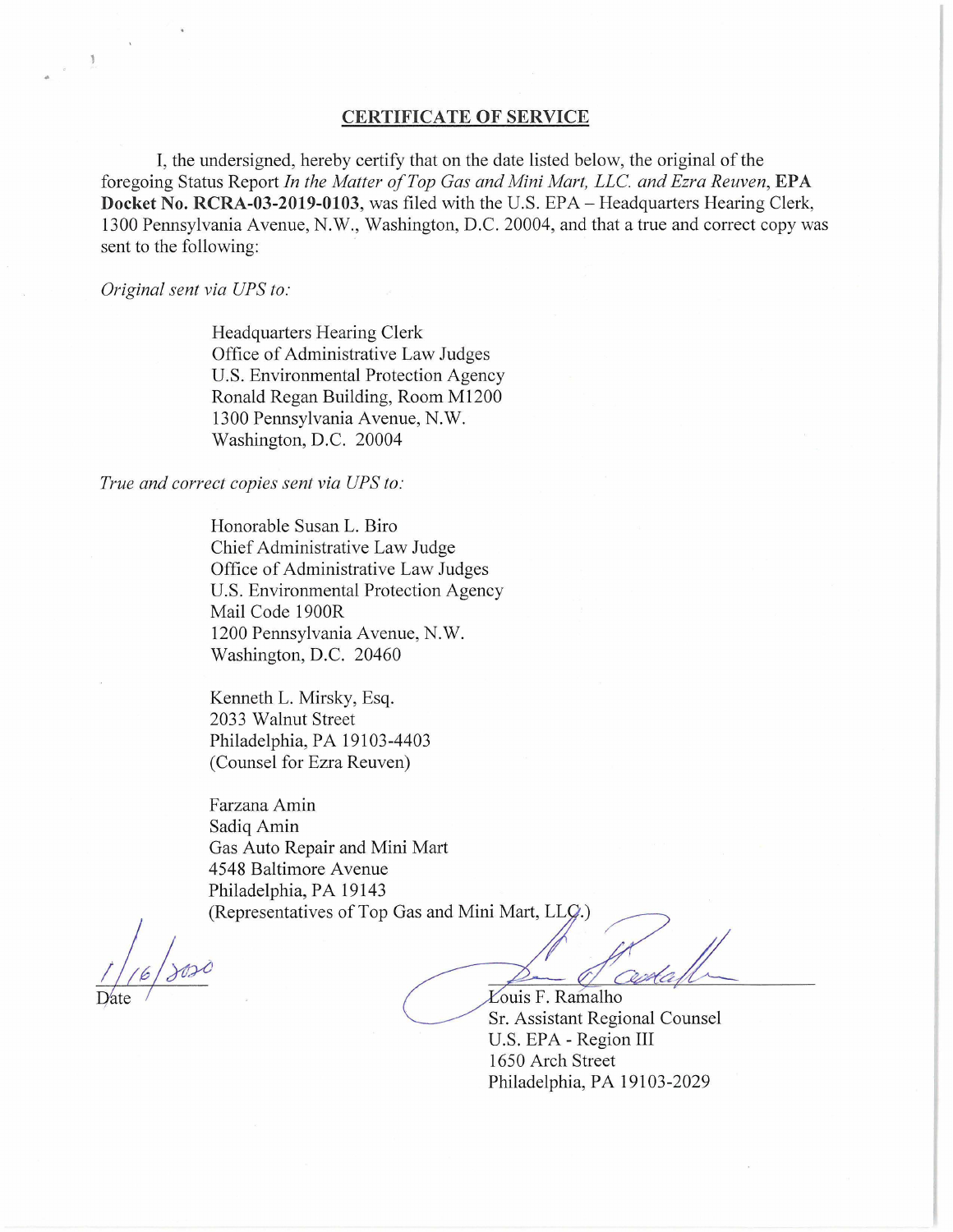## CERTIFICATE OF SERVICE

I, the undersigned, hereby certify that on the date listed below, the original of the foregoing Status Report *In the Matter of Top Gas and Mini Mart, LLC. and Ezra Reuven*, **EPA Docket No. RCRA-03-2019-0103**, was filed with the U.S. EPA – Headquarters Hearing Clerk, 1300 Pennsylvania Avenue, N.W., Washington, D.C. 20004, and that a true and correct copy was sent to the following:

*Original sent via UPS to:*

Headquarters Hearing Clerk
Office of Administrative Law Judges
U.S. Environmental Protection Agency
Ronald Regan Building, Room M1200
1300 Pennsylvania Avenue, N.W.
Washington, D.C. 20004

*True and correct copies sent via UPS to:*

Honorable Susan L. Biro
Chief Administrative Law Judge
Office of Administrative Law Judges
U.S. Environmental Protection Agency
Mail Code 1900R
1200 Pennsylvania Avenue, N.W.
Washington, D.C. 20460

Kenneth L. Mirsky, Esq.
2033 Walnut Street
Philadelphia, PA 19103-4403
(Counsel for Ezra Reuven)

Farzana Amin
Sadiq Amin
Gas Auto Repair and Mini Mart
4548 Baltimore Avenue
Philadelphia, PA 19143
(Representatives of Top Gas and Mini Mart, LLC.)

1/16/2020
Date

Louis F. Ramalho
Sr. Assistant Regional Counsel
U.S. EPA - Region III
1650 Arch Street
Philadelphia, PA 19103-2029